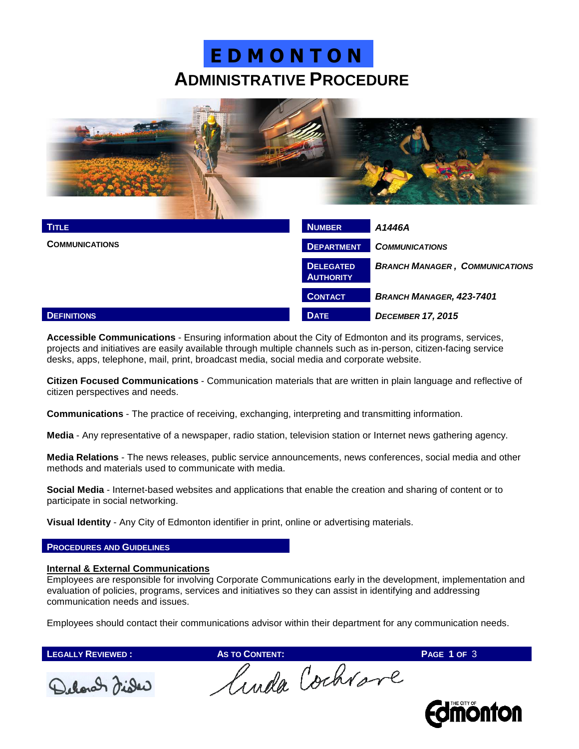# EDMONTON

## ADMINISTRATIVE PROCEDURE

| TITLE | NUMBER | A1446A |
|---|---|---|
| COMMUNICATIONS | DEPARTMENT | COMMUNICATIONS |
| | DELEGATED AUTHORITY | BRANCH MANAGER, COMMUNICATIONS |
| | CONTACT | BRANCH MANAGER, 423-7401 |
| | DATE | DECEMBER 17, 2015 |

### DEFINITIONS

**Accessible Communications** - Ensuring information about the City of Edmonton and its programs, services, projects and initiatives are easily available through multiple channels such as in-person, citizen-facing service desks, apps, telephone, mail, print, broadcast media, social media and corporate website.

**Citizen Focused Communications** - Communication materials that are written in plain language and reflective of citizen perspectives and needs.

**Communications** - The practice of receiving, exchanging, interpreting and transmitting information.

**Media** - Any representative of a newspaper, radio station, television station or Internet news gathering agency.

**Media Relations** - The news releases, public service announcements, news conferences, social media and other methods and materials used to communicate with media.

**Social Media** - Internet-based websites and applications that enable the creation and sharing of content or to participate in social networking.

**Visual Identity** - Any City of Edmonton identifier in print, online or advertising materials.

### PROCEDURES AND GUIDELINES

**Internal & External Communications**

Employees are responsible for involving Corporate Communications early in the development, implementation and evaluation of policies, programs, services and initiatives so they can assist in identifying and addressing communication needs and issues.

Employees should contact their communications advisor within their department for any communication needs.

LEGALLY REVIEWED: Deborah Fisher

AS TO CONTENT: Linda Cochrane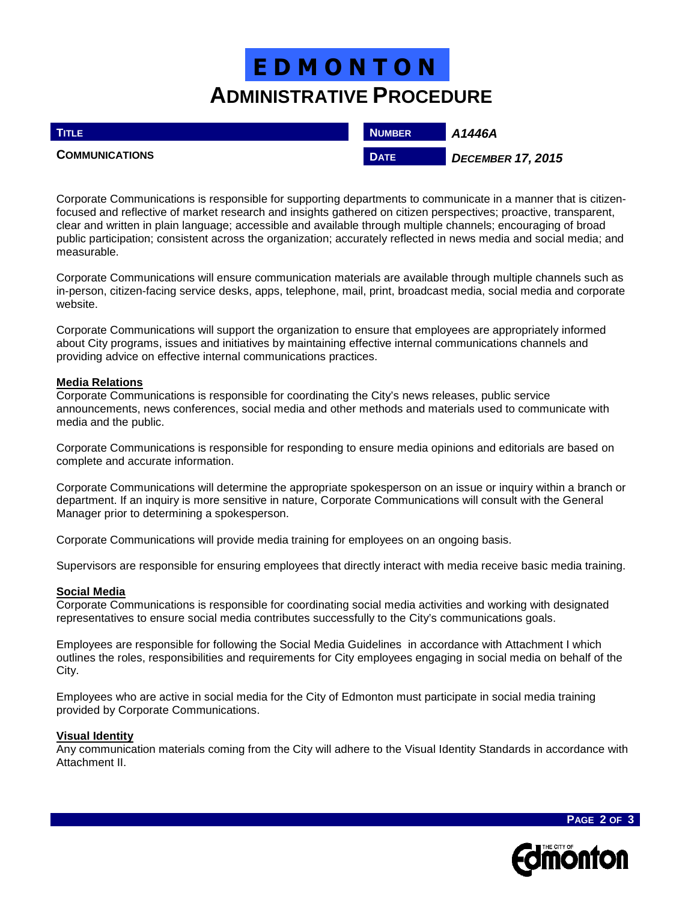# EDMONTON
## ADMINISTRATIVE PROCEDURE

| TITLE | NUMBER | A1446A |
|---|---|---|
| COMMUNICATIONS | DATE | DECEMBER 17, 2015 |

Corporate Communications is responsible for supporting departments to communicate in a manner that is citizen-focused and reflective of market research and insights gathered on citizen perspectives; proactive, transparent, clear and written in plain language; accessible and available through multiple channels; encouraging of broad public participation; consistent across the organization; accurately reflected in news media and social media; and measurable.

Corporate Communications will ensure communication materials are available through multiple channels such as in-person, citizen-facing service desks, apps, telephone, mail, print, broadcast media, social media and corporate website.

Corporate Communications will support the organization to ensure that employees are appropriately informed about City programs, issues and initiatives by maintaining effective internal communications channels and providing advice on effective internal communications practices.

### Media Relations

Corporate Communications is responsible for coordinating the City's news releases, public service announcements, news conferences, social media and other methods and materials used to communicate with media and the public.

Corporate Communications is responsible for responding to ensure media opinions and editorials are based on complete and accurate information.

Corporate Communications will determine the appropriate spokesperson on an issue or inquiry within a branch or department. If an inquiry is more sensitive in nature, Corporate Communications will consult with the General Manager prior to determining a spokesperson.

Corporate Communications will provide media training for employees on an ongoing basis.

Supervisors are responsible for ensuring employees that directly interact with media receive basic media training.

### Social Media

Corporate Communications is responsible for coordinating social media activities and working with designated representatives to ensure social media contributes successfully to the City's communications goals.

Employees are responsible for following the Social Media Guidelines in accordance with Attachment I which outlines the roles, responsibilities and requirements for City employees engaging in social media on behalf of the City.

Employees who are active in social media for the City of Edmonton must participate in social media training provided by Corporate Communications.

### Visual Identity

Any communication materials coming from the City will adhere to the Visual Identity Standards in accordance with Attachment II.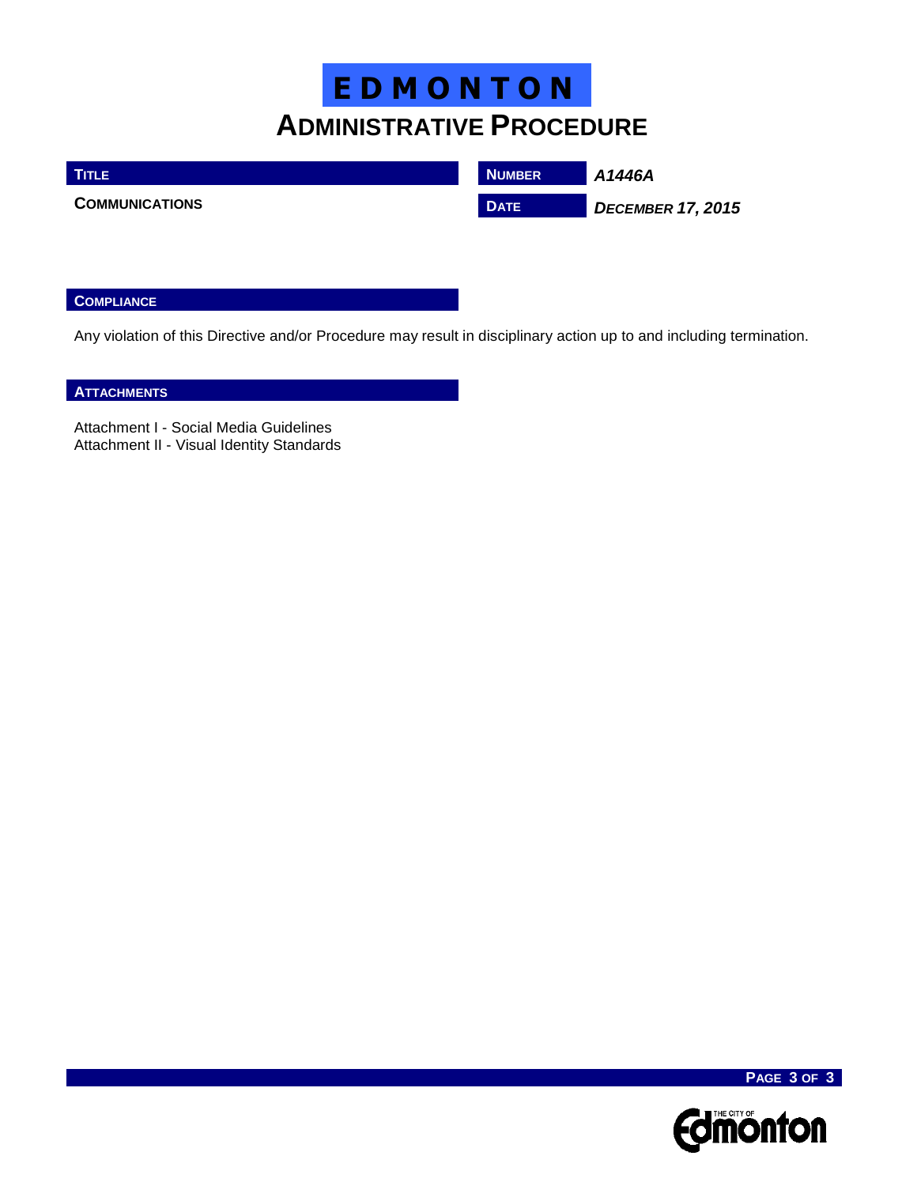# EDMONTON
## ADMINISTRATIVE PROCEDURE

| TITLE | NUMBER | *A1446A* |
| --- | --- | --- |
| **COMMUNICATIONS** | DATE | ***DECEMBER 17, 2015*** |

### COMPLIANCE

Any violation of this Directive and/or Procedure may result in disciplinary action up to and including termination.

### ATTACHMENTS

Attachment I - Social Media Guidelines
Attachment II - Visual Identity Standards